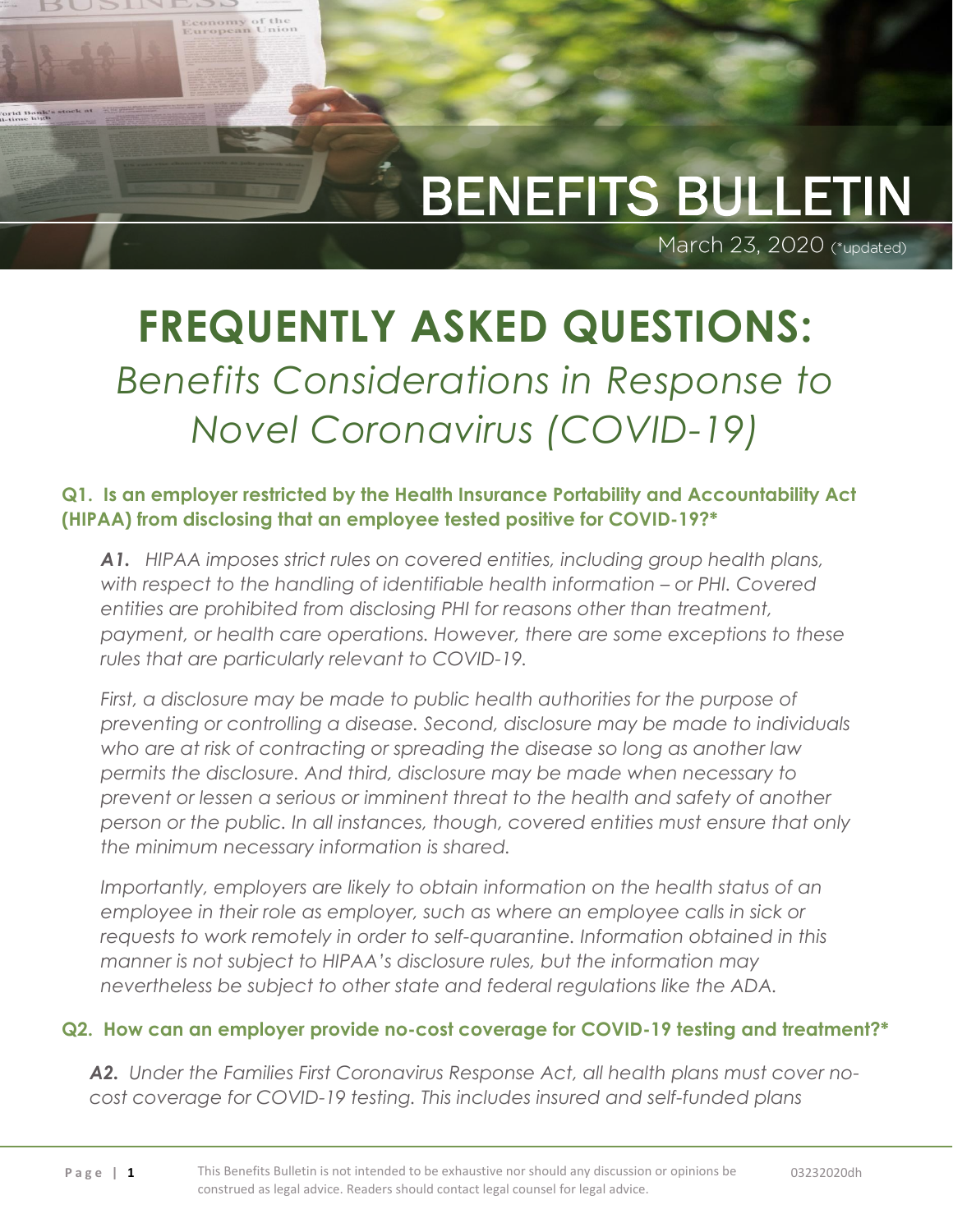# BENEFITS BULLETIN

March 23, 2020 (*updated)

# FREQUENTLY ASKED QUESTIONS:

## *Benefits Considerations in Response to Novel Coronavirus (COVID-19)*

### Q1. Is an employer restricted by the Health Insurance Portability and Accountability Act (HIPAA) from disclosing that an employee tested positive for COVID-19?*

***A1.*** *HIPAA imposes strict rules on covered entities, including group health plans, with respect to the handling of identifiable health information – or PHI. Covered entities are prohibited from disclosing PHI for reasons other than treatment, payment, or health care operations. However, there are some exceptions to these rules that are particularly relevant to COVID-19.*

*First, a disclosure may be made to public health authorities for the purpose of preventing or controlling a disease. Second, disclosure may be made to individuals who are at risk of contracting or spreading the disease so long as another law permits the disclosure. And third, disclosure may be made when necessary to prevent or lessen a serious or imminent threat to the health and safety of another person or the public. In all instances, though, covered entities must ensure that only the minimum necessary information is shared.*

*Importantly, employers are likely to obtain information on the health status of an employee in their role as employer, such as where an employee calls in sick or requests to work remotely in order to self-quarantine. Information obtained in this manner is not subject to HIPAA's disclosure rules, but the information may nevertheless be subject to other state and federal regulations like the ADA.*

### Q2. How can an employer provide no-cost coverage for COVID-19 testing and treatment?*

***A2.*** *Under the Families First Coronavirus Response Act, all health plans must cover no-cost coverage for COVID-19 testing. This includes insured and self-funded plans*

This Benefits Bulletin is not intended to be exhaustive nor should any discussion or opinions be construed as legal advice. Readers should contact legal counsel for legal advice.

03232020dh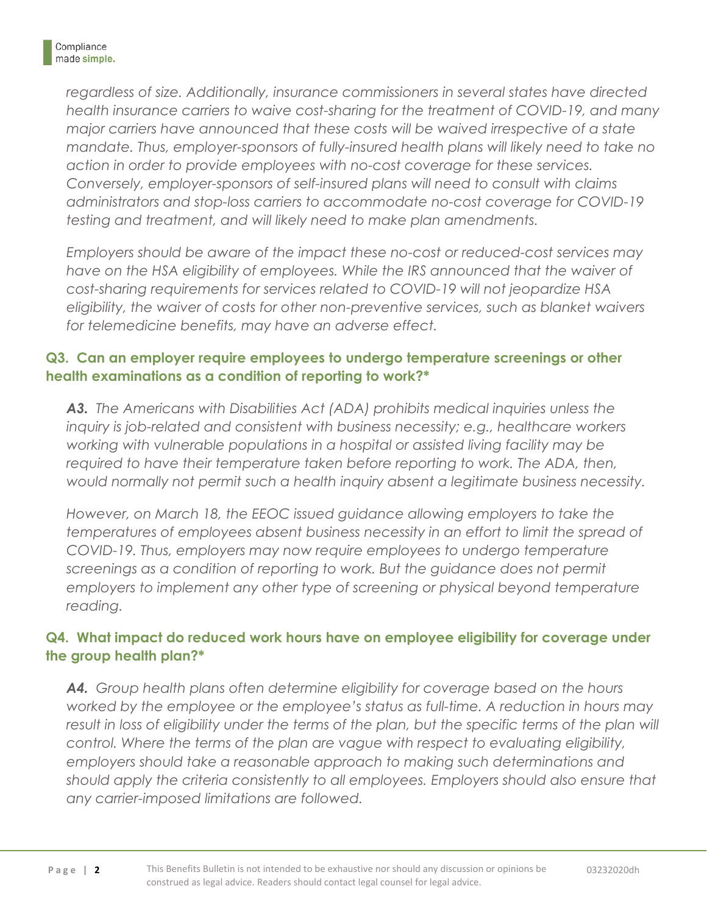*regardless of size. Additionally, insurance commissioners in several states have directed health insurance carriers to waive cost-sharing for the treatment of COVID-19, and many major carriers have announced that these costs will be waived irrespective of a state mandate. Thus, employer-sponsors of fully-insured health plans will likely need to take no action in order to provide employees with no-cost coverage for these services. Conversely, employer-sponsors of self-insured plans will need to consult with claims administrators and stop-loss carriers to accommodate no-cost coverage for COVID-19 testing and treatment, and will likely need to make plan amendments.*

*Employers should be aware of the impact these no-cost or reduced-cost services may have on the HSA eligibility of employees. While the IRS announced that the waiver of cost-sharing requirements for services related to COVID-19 will not jeopardize HSA eligibility, the waiver of costs for other non-preventive services, such as blanket waivers for telemedicine benefits, may have an adverse effect.*

### Q3. Can an employer require employees to undergo temperature screenings or other health examinations as a condition of reporting to work?*

***A3.*** *The Americans with Disabilities Act (ADA) prohibits medical inquiries unless the inquiry is job-related and consistent with business necessity; e.g., healthcare workers working with vulnerable populations in a hospital or assisted living facility may be required to have their temperature taken before reporting to work. The ADA, then, would normally not permit such a health inquiry absent a legitimate business necessity.*

*However, on March 18, the EEOC issued guidance allowing employers to take the temperatures of employees absent business necessity in an effort to limit the spread of COVID-19. Thus, employers may now require employees to undergo temperature screenings as a condition of reporting to work. But the guidance does not permit employers to implement any other type of screening or physical beyond temperature reading.*

### Q4. What impact do reduced work hours have on employee eligibility for coverage under the group health plan?*

***A4.*** *Group health plans often determine eligibility for coverage based on the hours worked by the employee or the employee's status as full-time. A reduction in hours may result in loss of eligibility under the terms of the plan, but the specific terms of the plan will control. Where the terms of the plan are vague with respect to evaluating eligibility, employers should take a reasonable approach to making such determinations and should apply the criteria consistently to all employees. Employers should also ensure that any carrier-imposed limitations are followed.*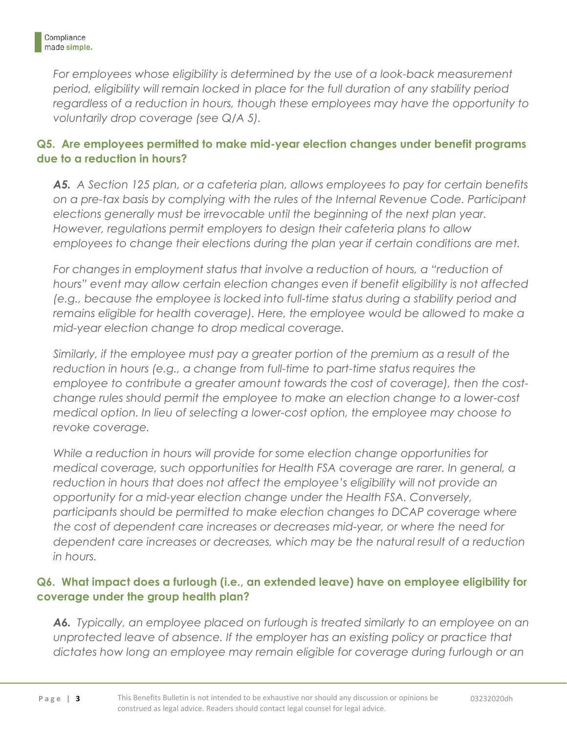*For employees whose eligibility is determined by the use of a look-back measurement period, eligibility will remain locked in place for the full duration of any stability period regardless of a reduction in hours, though these employees may have the opportunity to voluntarily drop coverage (see Q/A 5).*

### Q5. Are employees permitted to make mid-year election changes under benefit programs due to a reduction in hours?

***A5.*** *A Section 125 plan, or a cafeteria plan, allows employees to pay for certain benefits on a pre-tax basis by complying with the rules of the Internal Revenue Code. Participant elections generally must be irrevocable until the beginning of the next plan year. However, regulations permit employers to design their cafeteria plans to allow employees to change their elections during the plan year if certain conditions are met.*

*For changes in employment status that involve a reduction of hours, a "reduction of hours" event may allow certain election changes even if benefit eligibility is not affected (e.g., because the employee is locked into full-time status during a stability period and remains eligible for health coverage). Here, the employee would be allowed to make a mid-year election change to drop medical coverage.*

*Similarly, if the employee must pay a greater portion of the premium as a result of the reduction in hours (e.g., a change from full-time to part-time status requires the employee to contribute a greater amount towards the cost of coverage), then the cost-change rules should permit the employee to make an election change to a lower-cost medical option. In lieu of selecting a lower-cost option, the employee may choose to revoke coverage.*

*While a reduction in hours will provide for some election change opportunities for medical coverage, such opportunities for Health FSA coverage are rarer. In general, a reduction in hours that does not affect the employee's eligibility will not provide an opportunity for a mid-year election change under the Health FSA. Conversely, participants should be permitted to make election changes to DCAP coverage where the cost of dependent care increases or decreases mid-year, or where the need for dependent care increases or decreases, which may be the natural result of a reduction in hours.*

### Q6. What impact does a furlough (i.e., an extended leave) have on employee eligibility for coverage under the group health plan?

***A6.*** *Typically, an employee placed on furlough is treated similarly to an employee on an unprotected leave of absence. If the employer has an existing policy or practice that dictates how long an employee may remain eligible for coverage during furlough or an*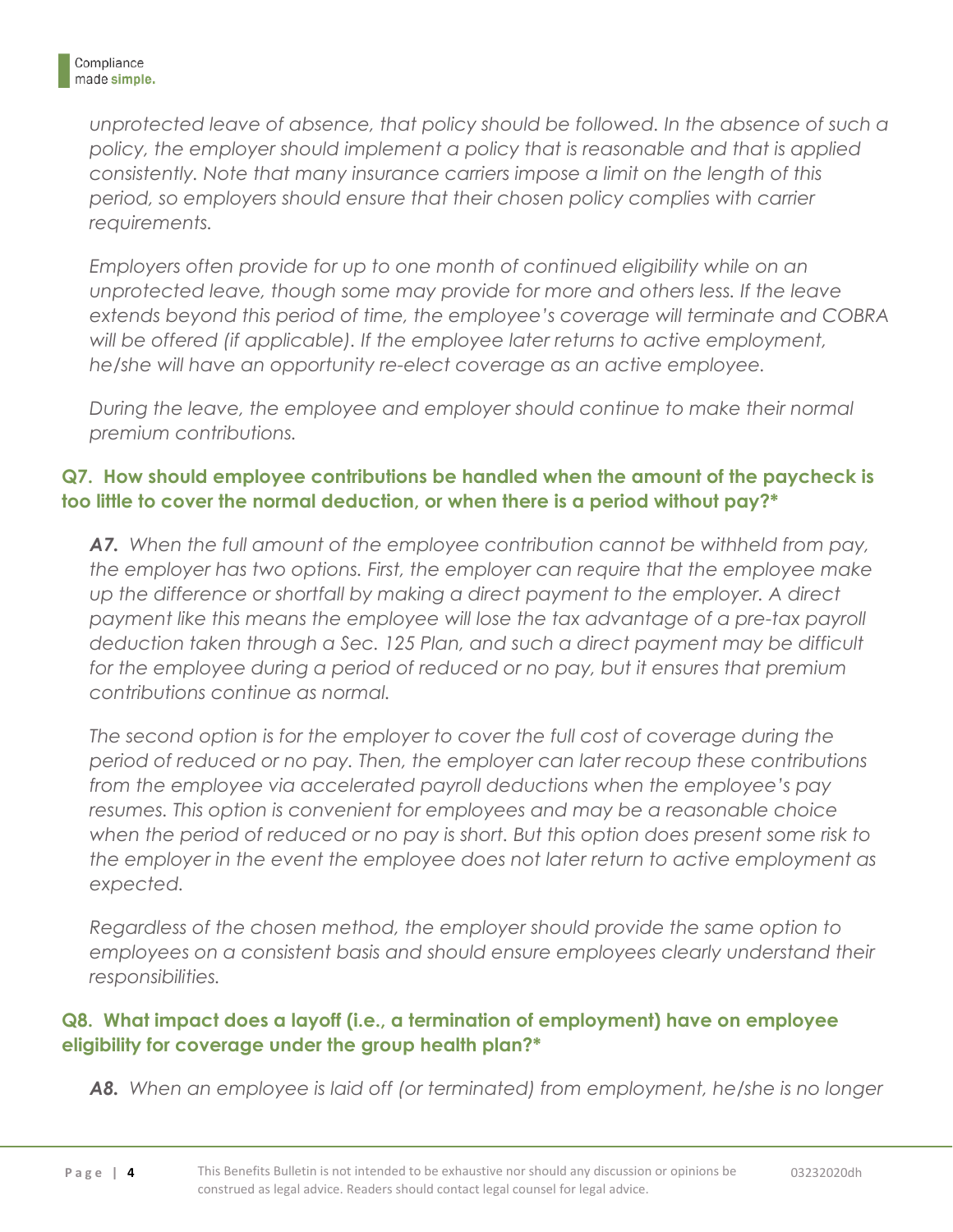*unprotected leave of absence, that policy should be followed. In the absence of such a policy, the employer should implement a policy that is reasonable and that is applied consistently. Note that many insurance carriers impose a limit on the length of this period, so employers should ensure that their chosen policy complies with carrier requirements.*

*Employers often provide for up to one month of continued eligibility while on an unprotected leave, though some may provide for more and others less. If the leave extends beyond this period of time, the employee's coverage will terminate and COBRA will be offered (if applicable). If the employee later returns to active employment, he/she will have an opportunity re-elect coverage as an active employee.*

*During the leave, the employee and employer should continue to make their normal premium contributions.*

### Q7. How should employee contributions be handled when the amount of the paycheck is too little to cover the normal deduction, or when there is a period without pay?*

***A7.*** *When the full amount of the employee contribution cannot be withheld from pay, the employer has two options. First, the employer can require that the employee make up the difference or shortfall by making a direct payment to the employer. A direct payment like this means the employee will lose the tax advantage of a pre-tax payroll deduction taken through a Sec. 125 Plan, and such a direct payment may be difficult for the employee during a period of reduced or no pay, but it ensures that premium contributions continue as normal.*

*The second option is for the employer to cover the full cost of coverage during the period of reduced or no pay. Then, the employer can later recoup these contributions from the employee via accelerated payroll deductions when the employee's pay resumes. This option is convenient for employees and may be a reasonable choice when the period of reduced or no pay is short. But this option does present some risk to the employer in the event the employee does not later return to active employment as expected.*

*Regardless of the chosen method, the employer should provide the same option to employees on a consistent basis and should ensure employees clearly understand their responsibilities.*

### Q8. What impact does a layoff (i.e., a termination of employment) have on employee eligibility for coverage under the group health plan?*

***A8.*** *When an employee is laid off (or terminated) from employment, he/she is no longer*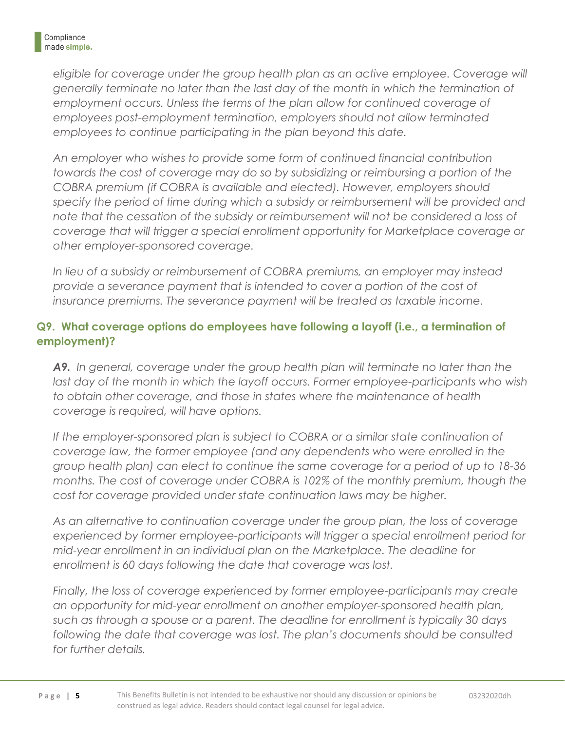*eligible for coverage under the group health plan as an active employee. Coverage will generally terminate no later than the last day of the month in which the termination of employment occurs. Unless the terms of the plan allow for continued coverage of employees post-employment termination, employers should not allow terminated employees to continue participating in the plan beyond this date.*

*An employer who wishes to provide some form of continued financial contribution towards the cost of coverage may do so by subsidizing or reimbursing a portion of the COBRA premium (if COBRA is available and elected). However, employers should specify the period of time during which a subsidy or reimbursement will be provided and note that the cessation of the subsidy or reimbursement will not be considered a loss of coverage that will trigger a special enrollment opportunity for Marketplace coverage or other employer-sponsored coverage.*

*In lieu of a subsidy or reimbursement of COBRA premiums, an employer may instead provide a severance payment that is intended to cover a portion of the cost of insurance premiums. The severance payment will be treated as taxable income.*

### Q9. What coverage options do employees have following a layoff (i.e., a termination of employment)?

***A9.*** *In general, coverage under the group health plan will terminate no later than the last day of the month in which the layoff occurs. Former employee-participants who wish to obtain other coverage, and those in states where the maintenance of health coverage is required, will have options.*

*If the employer-sponsored plan is subject to COBRA or a similar state continuation of coverage law, the former employee (and any dependents who were enrolled in the group health plan) can elect to continue the same coverage for a period of up to 18-36 months. The cost of coverage under COBRA is 102% of the monthly premium, though the cost for coverage provided under state continuation laws may be higher.*

*As an alternative to continuation coverage under the group plan, the loss of coverage experienced by former employee-participants will trigger a special enrollment period for mid-year enrollment in an individual plan on the Marketplace. The deadline for enrollment is 60 days following the date that coverage was lost.*

*Finally, the loss of coverage experienced by former employee-participants may create an opportunity for mid-year enrollment on another employer-sponsored health plan, such as through a spouse or a parent. The deadline for enrollment is typically 30 days following the date that coverage was lost. The plan's documents should be consulted for further details.*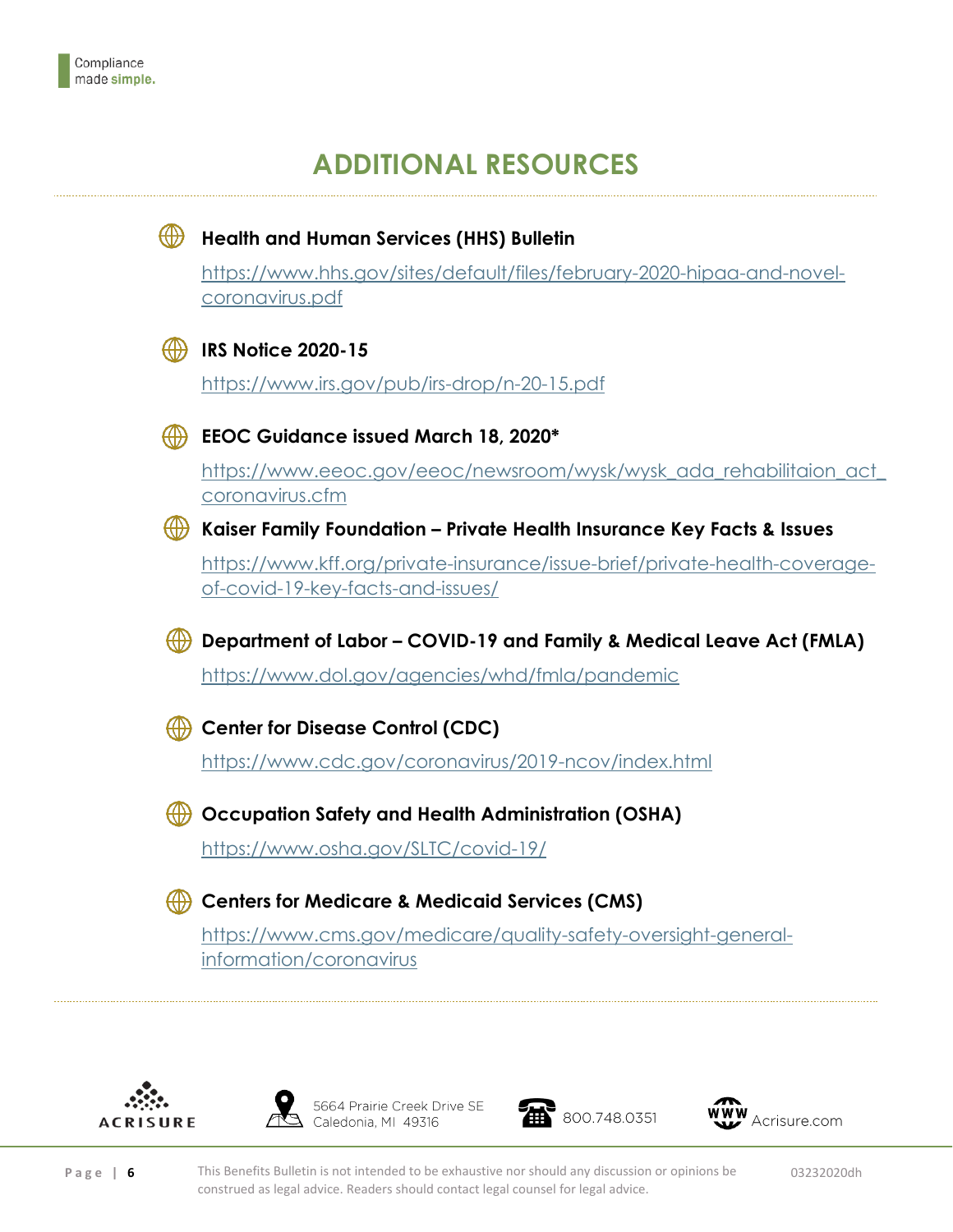## ADDITIONAL RESOURCES

**Health and Human Services (HHS) Bulletin**

https://www.hhs.gov/sites/default/files/february-2020-hipaa-and-novel-coronavirus.pdf

**IRS Notice 2020-15**

https://www.irs.gov/pub/irs-drop/n-20-15.pdf

**EEOC Guidance issued March 18, 2020***

https://www.eeoc.gov/eeoc/newsroom/wysk/wysk_ada_rehabilitaion_act_coronavirus.cfm

**Kaiser Family Foundation – Private Health Insurance Key Facts & Issues**

https://www.kff.org/private-insurance/issue-brief/private-health-coverage-of-covid-19-key-facts-and-issues/

**Department of Labor – COVID-19 and Family & Medical Leave Act (FMLA)**

https://www.dol.gov/agencies/whd/fmla/pandemic

**Center for Disease Control (CDC)**

https://www.cdc.gov/coronavirus/2019-ncov/index.html

**Occupation Safety and Health Administration (OSHA)**

https://www.osha.gov/SLTC/covid-19/

**Centers for Medicare & Medicaid Services (CMS)**

https://www.cms.gov/medicare/quality-safety-oversight-general-information/coronavirus

ACRISURE

5664 Prairie Creek Drive SE
Caledonia, MI 49316

800.748.0351

Acrisure.com

This Benefits Bulletin is not intended to be exhaustive nor should any discussion or opinions be construed as legal advice. Readers should contact legal counsel for legal advice.

03232020dh